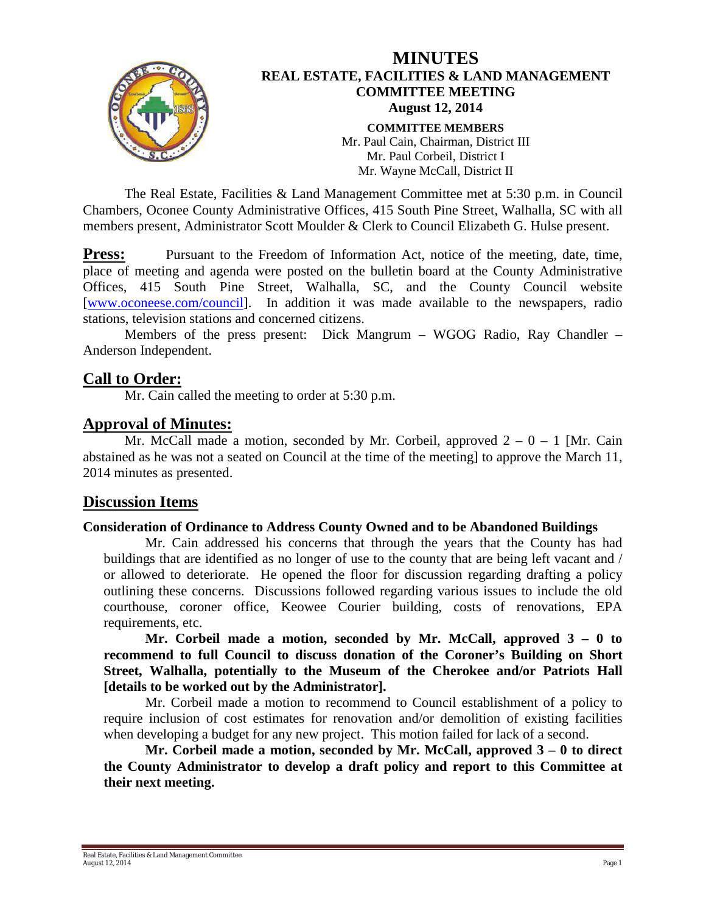# MINUTES
## REAL ESTATE, FACILITIES & LAND MANAGEMENT COMMITTEE MEETING
### August 12, 2014

**COMMITTEE MEMBERS**
Mr. Paul Cain, Chairman, District III
Mr. Paul Corbeil, District I
Mr. Wayne McCall, District II

The Real Estate, Facilities & Land Management Committee met at 5:30 p.m. in Council Chambers, Oconee County Administrative Offices, 415 South Pine Street, Walhalla, SC with all members present, Administrator Scott Moulder & Clerk to Council Elizabeth G. Hulse present.

**Press:** Pursuant to the Freedom of Information Act, notice of the meeting, date, time, place of meeting and agenda were posted on the bulletin board at the County Administrative Offices, 415 South Pine Street, Walhalla, SC, and the County Council website [www.oconeese.com/council]. In addition it was made available to the newspapers, radio stations, television stations and concerned citizens.

Members of the press present: Dick Mangrum – WGOG Radio, Ray Chandler – Anderson Independent.

## Call to Order:

Mr. Cain called the meeting to order at 5:30 p.m.

## Approval of Minutes:

Mr. McCall made a motion, seconded by Mr. Corbeil, approved 2 – 0 – 1 [Mr. Cain abstained as he was not a seated on Council at the time of the meeting] to approve the March 11, 2014 minutes as presented.

## Discussion Items

### Consideration of Ordinance to Address County Owned and to be Abandoned Buildings

Mr. Cain addressed his concerns that through the years that the County has had buildings that are identified as no longer of use to the county that are being left vacant and / or allowed to deteriorate. He opened the floor for discussion regarding drafting a policy outlining these concerns. Discussions followed regarding various issues to include the old courthouse, coroner office, Keowee Courier building, costs of renovations, EPA requirements, etc.

**Mr. Corbeil made a motion, seconded by Mr. McCall, approved 3 – 0 to recommend to full Council to discuss donation of the Coroner's Building on Short Street, Walhalla, potentially to the Museum of the Cherokee and/or Patriots Hall [details to be worked out by the Administrator].**

Mr. Corbeil made a motion to recommend to Council establishment of a policy to require inclusion of cost estimates for renovation and/or demolition of existing facilities when developing a budget for any new project. This motion failed for lack of a second.

**Mr. Corbeil made a motion, seconded by Mr. McCall, approved 3 – 0 to direct the County Administrator to develop a draft policy and report to this Committee at their next meeting.**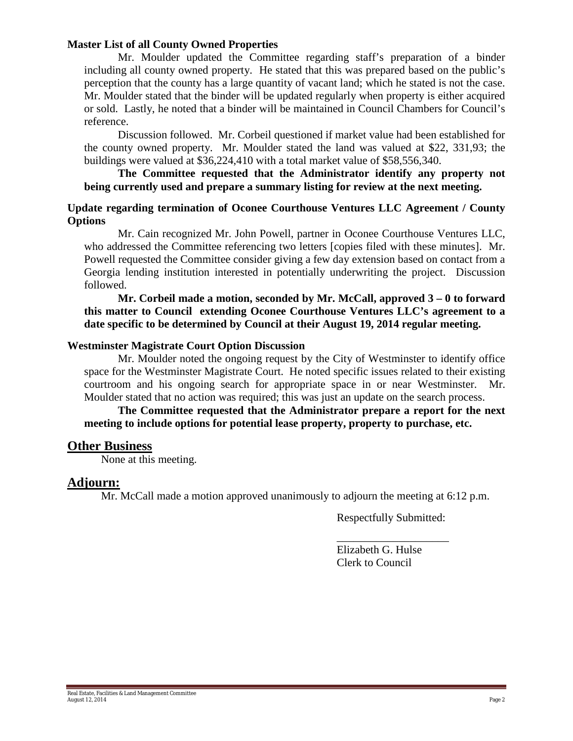**Master List of all County Owned Properties**

Mr. Moulder updated the Committee regarding staff's preparation of a binder including all county owned property. He stated that this was prepared based on the public's perception that the county has a large quantity of vacant land; which he stated is not the case. Mr. Moulder stated that the binder will be updated regularly when property is either acquired or sold. Lastly, he noted that a binder will be maintained in Council Chambers for Council's reference.

Discussion followed. Mr. Corbeil questioned if market value had been established for the county owned property. Mr. Moulder stated the land was valued at $22, 331,93; the buildings were valued at $36,224,410 with a total market value of $58,556,340.

**The Committee requested that the Administrator identify any property not being currently used and prepare a summary listing for review at the next meeting.**

**Update regarding termination of Oconee Courthouse Ventures LLC Agreement / County Options**

Mr. Cain recognized Mr. John Powell, partner in Oconee Courthouse Ventures LLC, who addressed the Committee referencing two letters [copies filed with these minutes]. Mr. Powell requested the Committee consider giving a few day extension based on contact from a Georgia lending institution interested in potentially underwriting the project. Discussion followed.

**Mr. Corbeil made a motion, seconded by Mr. McCall, approved 3 – 0 to forward this matter to Council extending Oconee Courthouse Ventures LLC's agreement to a date specific to be determined by Council at their August 19, 2014 regular meeting.**

**Westminster Magistrate Court Option Discussion**

Mr. Moulder noted the ongoing request by the City of Westminster to identify office space for the Westminster Magistrate Court. He noted specific issues related to their existing courtroom and his ongoing search for appropriate space in or near Westminster. Mr. Moulder stated that no action was required; this was just an update on the search process.

**The Committee requested that the Administrator prepare a report for the next meeting to include options for potential lease property, property to purchase, etc.**

## Other Business

None at this meeting.

## Adjourn:

Mr. McCall made a motion approved unanimously to adjourn the meeting at 6:12 p.m.

Respectfully Submitted:

____________________

Elizabeth G. Hulse
Clerk to Council